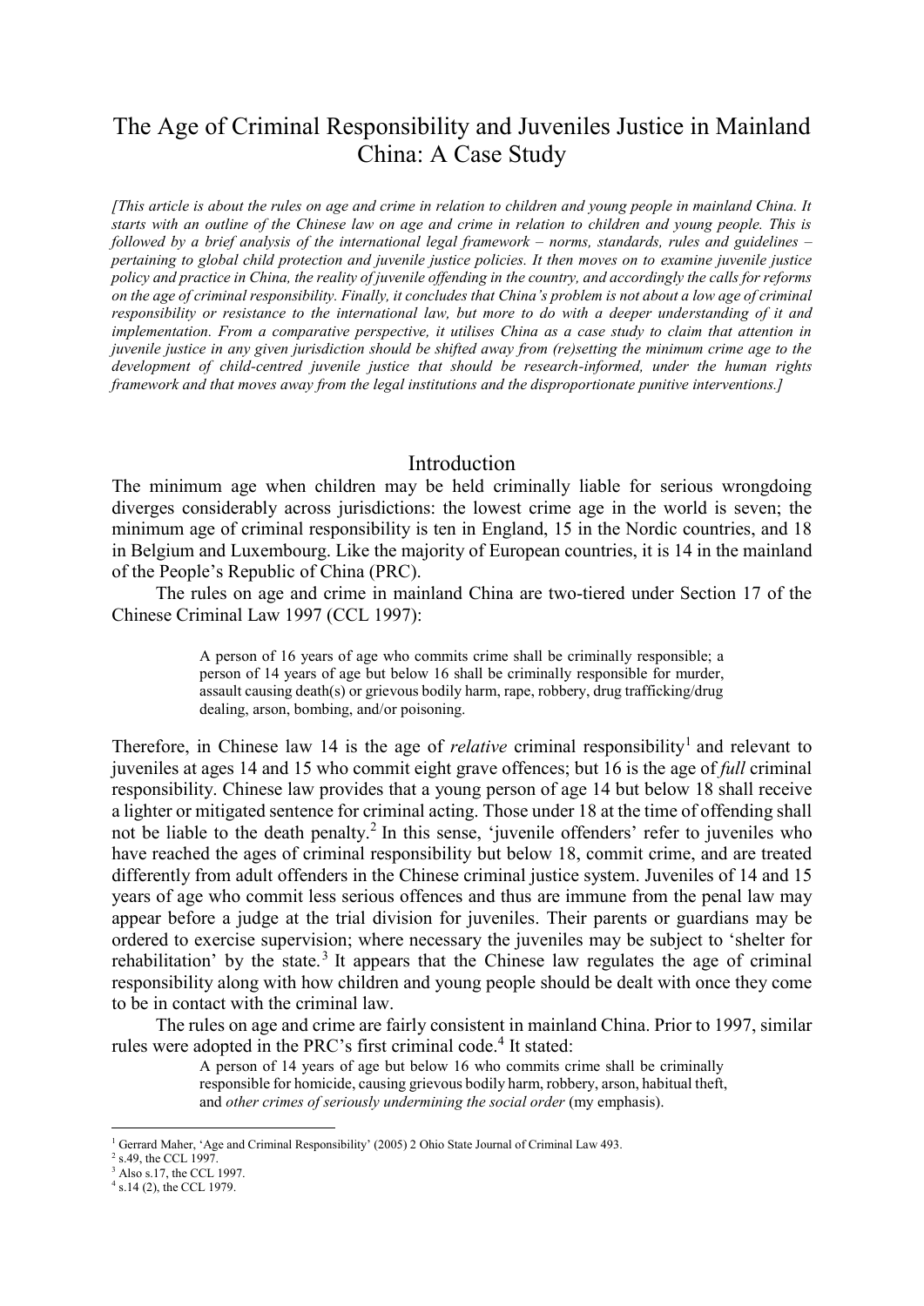# The Age of Criminal Responsibility and Juveniles Justice in Mainland China: A Case Study

*[This article is about the rules on age and crime in relation to children and young people in mainland China. It starts with an outline of the Chinese law on age and crime in relation to children and young people. This is followed by a brief analysis of the international legal framework – norms, standards, rules and guidelines – pertaining to global child protection and juvenile justice policies. It then moves on to examine juvenile justice policy and practice in China, the reality of juvenile offending in the country, and accordingly the calls for reforms on the age of criminal responsibility. Finally, it concludes that China's problem is not about a low age of criminal responsibility or resistance to the international law, but more to do with a deeper understanding of it and implementation. From a comparative perspective, it utilises China as a case study to claim that attention in juvenile justice in any given jurisdiction should be shifted away from (re)setting the minimum crime age to the development of child-centred juvenile justice that should be research-informed, under the human rights framework and that moves away from the legal institutions and the disproportionate punitive interventions.]*

## Introduction

The minimum age when children may be held criminally liable for serious wrongdoing diverges considerably across jurisdictions: the lowest crime age in the world is seven; the minimum age of criminal responsibility is ten in England, 15 in the Nordic countries, and 18 in Belgium and Luxembourg. Like the majority of European countries, it is 14 in the mainland of the People's Republic of China (PRC).

The rules on age and crime in mainland China are two-tiered under Section 17 of the Chinese Criminal Law 1997 (CCL 1997):

> A person of 16 years of age who commits crime shall be criminally responsible; a person of 14 years of age but below 16 shall be criminally responsible for murder, assault causing death(s) or grievous bodily harm, rape, robbery, drug trafficking/drug dealing, arson, bombing, and/or poisoning.

Therefore, in Chinese law 14 is the age of *relative* criminal responsibility[1] and relevant to juveniles at ages 14 and 15 who commit eight grave offences; but 16 is the age of *full* criminal responsibility. Chinese law provides that a young person of age 14 but below 18 shall receive a lighter or mitigated sentence for criminal acting. Those under 18 at the time of offending shall not be liable to the death penalty.[2] In this sense, 'juvenile offenders' refer to juveniles who have reached the ages of criminal responsibility but below 18, commit crime, and are treated differently from adult offenders in the Chinese criminal justice system. Juveniles of 14 and 15 years of age who commit less serious offences and thus are immune from the penal law may appear before a judge at the trial division for juveniles. Their parents or guardians may be ordered to exercise supervision; where necessary the juveniles may be subject to 'shelter for rehabilitation' by the state.[3] It appears that the Chinese law regulates the age of criminal responsibility along with how children and young people should be dealt with once they come to be in contact with the criminal law.

The rules on age and crime are fairly consistent in mainland China. Prior to 1997, similar rules were adopted in the PRC's first criminal code.[4] It stated:

> A person of 14 years of age but below 16 who commits crime shall be criminally responsible for homicide, causing grievous bodily harm, robbery, arson, habitual theft, and *other crimes of seriously undermining the social order* (my emphasis).

---

[1] Gerrard Maher, 'Age and Criminal Responsibility' (2005) 2 Ohio State Journal of Criminal Law 493.

[2] s.49, the CCL 1997.

[3] Also s.17, the CCL 1997.

[4] s.14 (2), the CCL 1979.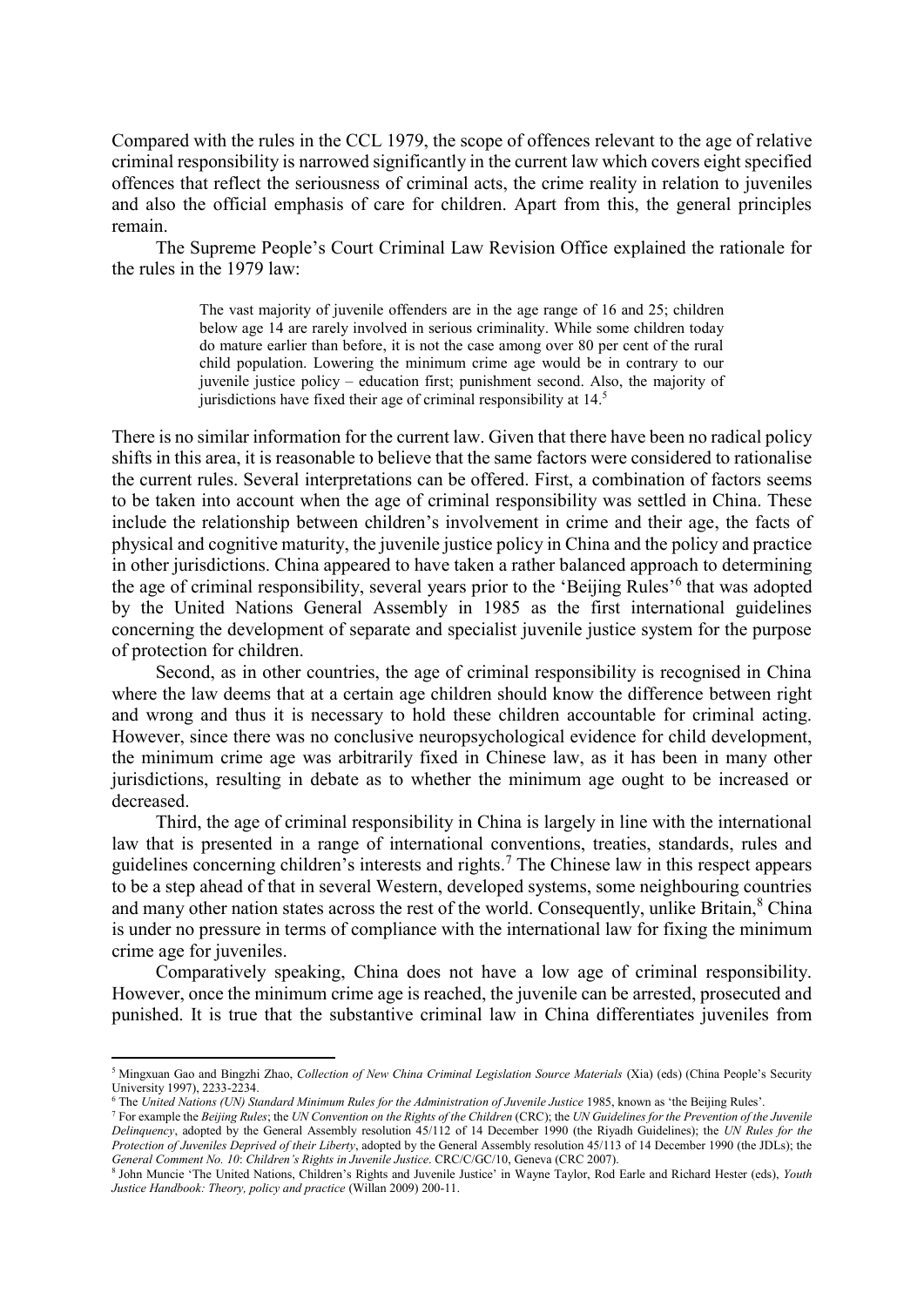Compared with the rules in the CCL 1979, the scope of offences relevant to the age of relative criminal responsibility is narrowed significantly in the current law which covers eight specified offences that reflect the seriousness of criminal acts, the crime reality in relation to juveniles and also the official emphasis of care for children. Apart from this, the general principles remain.

The Supreme People's Court Criminal Law Revision Office explained the rationale for the rules in the 1979 law:

> The vast majority of juvenile offenders are in the age range of 16 and 25; children below age 14 are rarely involved in serious criminality. While some children today do mature earlier than before, it is not the case among over 80 per cent of the rural child population. Lowering the minimum crime age would be in contrary to our juvenile justice policy – education first; punishment second. Also, the majority of jurisdictions have fixed their age of criminal responsibility at 14.[5]

There is no similar information for the current law. Given that there have been no radical policy shifts in this area, it is reasonable to believe that the same factors were considered to rationalise the current rules. Several interpretations can be offered. First, a combination of factors seems to be taken into account when the age of criminal responsibility was settled in China. These include the relationship between children's involvement in crime and their age, the facts of physical and cognitive maturity, the juvenile justice policy in China and the policy and practice in other jurisdictions. China appeared to have taken a rather balanced approach to determining the age of criminal responsibility, several years prior to the 'Beijing Rules'[6] that was adopted by the United Nations General Assembly in 1985 as the first international guidelines concerning the development of separate and specialist juvenile justice system for the purpose of protection for children.

Second, as in other countries, the age of criminal responsibility is recognised in China where the law deems that at a certain age children should know the difference between right and wrong and thus it is necessary to hold these children accountable for criminal acting. However, since there was no conclusive neuropsychological evidence for child development, the minimum crime age was arbitrarily fixed in Chinese law, as it has been in many other jurisdictions, resulting in debate as to whether the minimum age ought to be increased or decreased.

Third, the age of criminal responsibility in China is largely in line with the international law that is presented in a range of international conventions, treaties, standards, rules and guidelines concerning children's interests and rights.[7] The Chinese law in this respect appears to be a step ahead of that in several Western, developed systems, some neighbouring countries and many other nation states across the rest of the world. Consequently, unlike Britain,[8] China is under no pressure in terms of compliance with the international law for fixing the minimum crime age for juveniles.

Comparatively speaking, China does not have a low age of criminal responsibility. However, once the minimum crime age is reached, the juvenile can be arrested, prosecuted and punished. It is true that the substantive criminal law in China differentiates juveniles from

---

[5] Mingxuan Gao and Bingzhi Zhao, *Collection of New China Criminal Legislation Source Materials* (Xia) (eds) (China People's Security University 1997), 2233-2234.

[6] The *United Nations (UN) Standard Minimum Rules for the Administration of Juvenile Justice* 1985, known as 'the Beijing Rules'.

[7] For example the *Beijing Rules*; the *UN Convention on the Rights of the Children* (CRC); the *UN Guidelines for the Prevention of the Juvenile Delinquency*, adopted by the General Assembly resolution 45/112 of 14 December 1990 (the Riyadh Guidelines); the *UN Rules for the Protection of Juveniles Deprived of their Liberty*, adopted by the General Assembly resolution 45/113 of 14 December 1990 (the JDLs); the *General Comment No. 10*: *Children's Rights in Juvenile Justice*. CRC/C/GC/10, Geneva (CRC 2007).

[8] John Muncie 'The United Nations, Children's Rights and Juvenile Justice' in Wayne Taylor, Rod Earle and Richard Hester (eds), *Youth Justice Handbook: Theory, policy and practice* (Willan 2009) 200-11.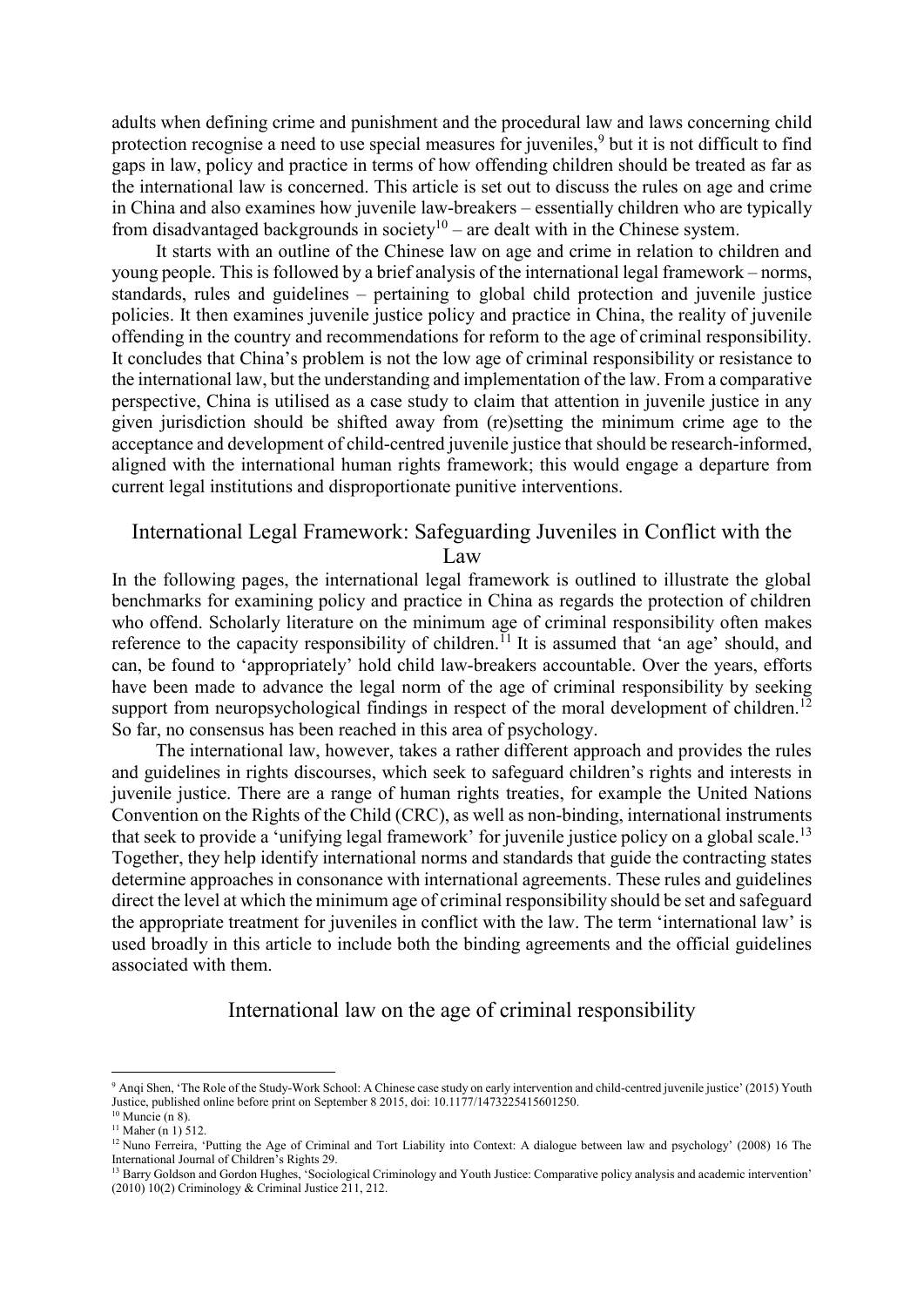adults when defining crime and punishment and the procedural law and laws concerning child protection recognise a need to use special measures for juveniles,[9] but it is not difficult to find gaps in law, policy and practice in terms of how offending children should be treated as far as the international law is concerned. This article is set out to discuss the rules on age and crime in China and also examines how juvenile law-breakers – essentially children who are typically from disadvantaged backgrounds in society[10] – are dealt with in the Chinese system.

It starts with an outline of the Chinese law on age and crime in relation to children and young people. This is followed by a brief analysis of the international legal framework – norms, standards, rules and guidelines – pertaining to global child protection and juvenile justice policies. It then examines juvenile justice policy and practice in China, the reality of juvenile offending in the country and recommendations for reform to the age of criminal responsibility. It concludes that China's problem is not the low age of criminal responsibility or resistance to the international law, but the understanding and implementation of the law. From a comparative perspective, China is utilised as a case study to claim that attention in juvenile justice in any given jurisdiction should be shifted away from (re)setting the minimum crime age to the acceptance and development of child-centred juvenile justice that should be research-informed, aligned with the international human rights framework; this would engage a departure from current legal institutions and disproportionate punitive interventions.

## International Legal Framework: Safeguarding Juveniles in Conflict with the Law

In the following pages, the international legal framework is outlined to illustrate the global benchmarks for examining policy and practice in China as regards the protection of children who offend. Scholarly literature on the minimum age of criminal responsibility often makes reference to the capacity responsibility of children.[11] It is assumed that 'an age' should, and can, be found to 'appropriately' hold child law-breakers accountable. Over the years, efforts have been made to advance the legal norm of the age of criminal responsibility by seeking support from neuropsychological findings in respect of the moral development of children.[12] So far, no consensus has been reached in this area of psychology.

The international law, however, takes a rather different approach and provides the rules and guidelines in rights discourses, which seek to safeguard children's rights and interests in juvenile justice. There are a range of human rights treaties, for example the United Nations Convention on the Rights of the Child (CRC), as well as non-binding, international instruments that seek to provide a 'unifying legal framework' for juvenile justice policy on a global scale.[13] Together, they help identify international norms and standards that guide the contracting states determine approaches in consonance with international agreements. These rules and guidelines direct the level at which the minimum age of criminal responsibility should be set and safeguard the appropriate treatment for juveniles in conflict with the law. The term 'international law' is used broadly in this article to include both the binding agreements and the official guidelines associated with them.

### International law on the age of criminal responsibility

---

[9] Anqi Shen, 'The Role of the Study-Work School: A Chinese case study on early intervention and child-centred juvenile justice' (2015) Youth Justice, published online before print on September 8 2015, doi: 10.1177/1473225415601250.

[10] Muncie (n 8).

[11] Maher (n 1) 512.

[12] Nuno Ferreira, 'Putting the Age of Criminal and Tort Liability into Context: A dialogue between law and psychology' (2008) 16 The International Journal of Children's Rights 29.

[13] Barry Goldson and Gordon Hughes, 'Sociological Criminology and Youth Justice: Comparative policy analysis and academic intervention' (2010) 10(2) Criminology & Criminal Justice 211, 212.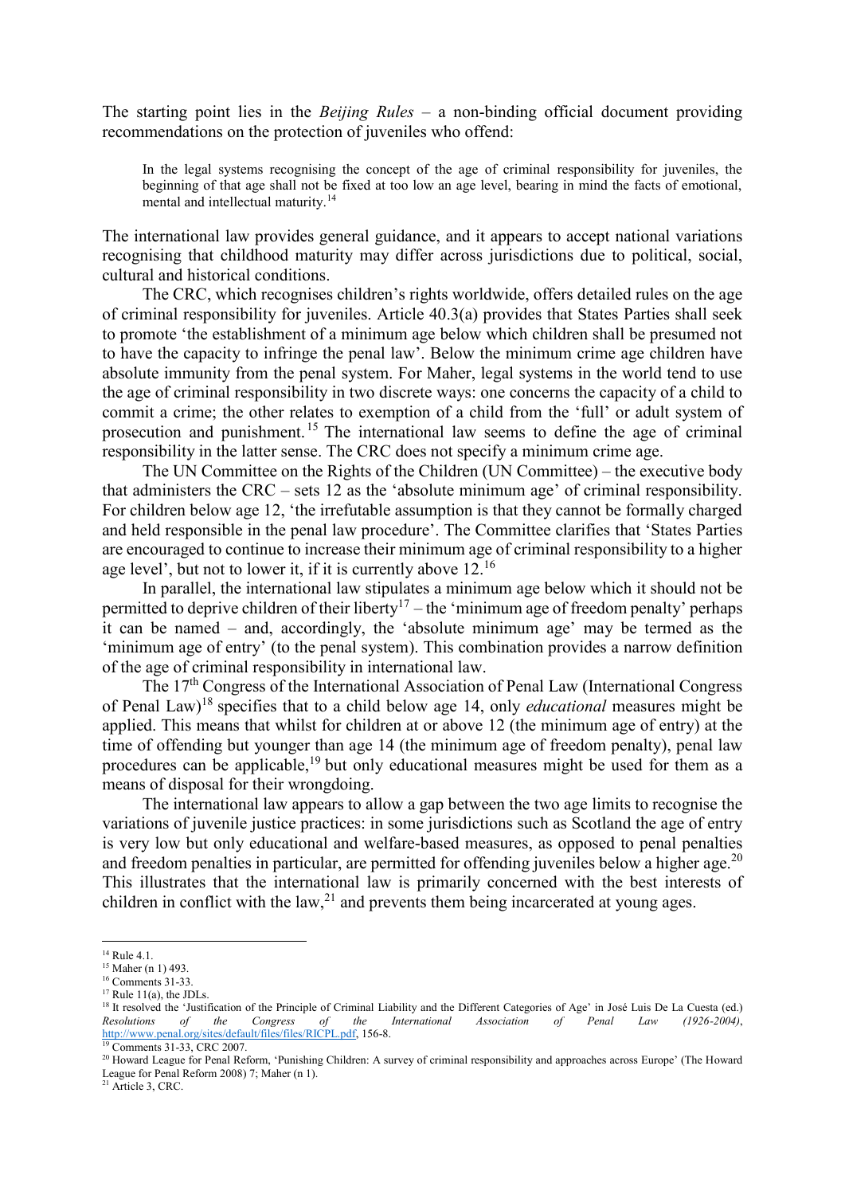The starting point lies in the *Beijing Rules* – a non-binding official document providing recommendations on the protection of juveniles who offend:

> In the legal systems recognising the concept of the age of criminal responsibility for juveniles, the beginning of that age shall not be fixed at too low an age level, bearing in mind the facts of emotional, mental and intellectual maturity.[14]

The international law provides general guidance, and it appears to accept national variations recognising that childhood maturity may differ across jurisdictions due to political, social, cultural and historical conditions.

The CRC, which recognises children's rights worldwide, offers detailed rules on the age of criminal responsibility for juveniles. Article 40.3(a) provides that States Parties shall seek to promote 'the establishment of a minimum age below which children shall be presumed not to have the capacity to infringe the penal law'. Below the minimum crime age children have absolute immunity from the penal system. For Maher, legal systems in the world tend to use the age of criminal responsibility in two discrete ways: one concerns the capacity of a child to commit a crime; the other relates to exemption of a child from the 'full' or adult system of prosecution and punishment.[15] The international law seems to define the age of criminal responsibility in the latter sense. The CRC does not specify a minimum crime age.

The UN Committee on the Rights of the Children (UN Committee) – the executive body that administers the CRC – sets 12 as the 'absolute minimum age' of criminal responsibility. For children below age 12, 'the irrefutable assumption is that they cannot be formally charged and held responsible in the penal law procedure'. The Committee clarifies that 'States Parties are encouraged to continue to increase their minimum age of criminal responsibility to a higher age level', but not to lower it, if it is currently above 12.[16]

In parallel, the international law stipulates a minimum age below which it should not be permitted to deprive children of their liberty[17] – the 'minimum age of freedom penalty' perhaps it can be named – and, accordingly, the 'absolute minimum age' may be termed as the 'minimum age of entry' (to the penal system). This combination provides a narrow definition of the age of criminal responsibility in international law.

The 17th Congress of the International Association of Penal Law (International Congress of Penal Law)[18] specifies that to a child below age 14, only *educational* measures might be applied. This means that whilst for children at or above 12 (the minimum age of entry) at the time of offending but younger than age 14 (the minimum age of freedom penalty), penal law procedures can be applicable,[19] but only educational measures might be used for them as a means of disposal for their wrongdoing.

The international law appears to allow a gap between the two age limits to recognise the variations of juvenile justice practices: in some jurisdictions such as Scotland the age of entry is very low but only educational and welfare-based measures, as opposed to penal penalties and freedom penalties in particular, are permitted for offending juveniles below a higher age.[20] This illustrates that the international law is primarily concerned with the best interests of children in conflict with the law,[21] and prevents them being incarcerated at young ages.

---

[14] Rule 4.1.

[15] Maher (n 1) 493.

[16] Comments 31-33.

[17] Rule 11(a), the JDLs.

[18] It resolved the 'Justification of the Principle of Criminal Liability and the Different Categories of Age' in José Luis De La Cuesta (ed.) *Resolutions of the Congress of the International Association of Penal Law (1926-2004)*, http://www.penal.org/sites/default/files/files/RICPL.pdf, 156-8.

[19] Comments 31-33, CRC 2007.

[20] Howard League for Penal Reform, 'Punishing Children: A survey of criminal responsibility and approaches across Europe' (The Howard League for Penal Reform 2008) 7; Maher (n 1).

[21] Article 3, CRC.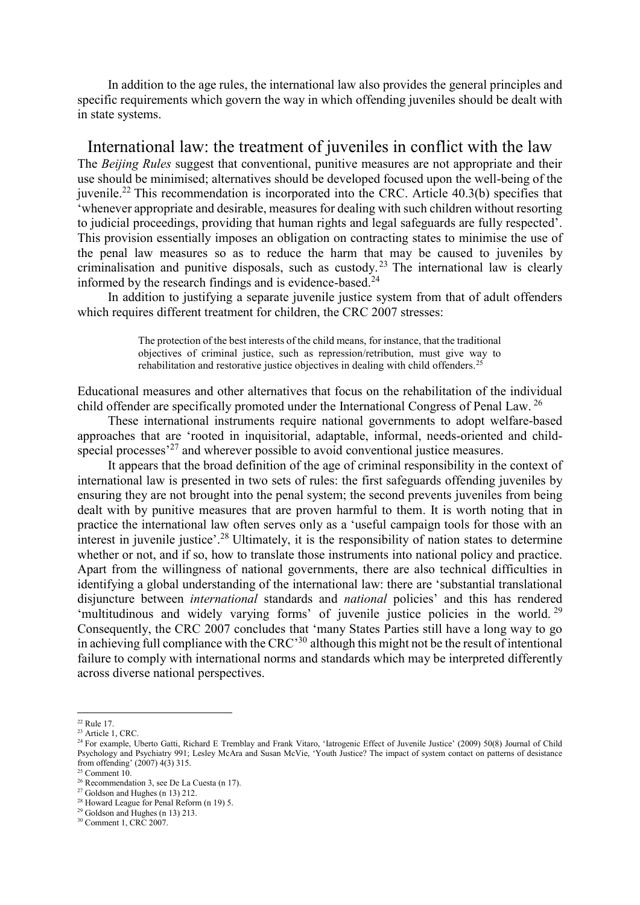In addition to the age rules, the international law also provides the general principles and specific requirements which govern the way in which offending juveniles should be dealt with in state systems.

## International law: the treatment of juveniles in conflict with the law

The *Beijing Rules* suggest that conventional, punitive measures are not appropriate and their use should be minimised; alternatives should be developed focused upon the well-being of the juvenile.[22] This recommendation is incorporated into the CRC. Article 40.3(b) specifies that 'whenever appropriate and desirable, measures for dealing with such children without resorting to judicial proceedings, providing that human rights and legal safeguards are fully respected'. This provision essentially imposes an obligation on contracting states to minimise the use of the penal law measures so as to reduce the harm that may be caused to juveniles by criminalisation and punitive disposals, such as custody.[23] The international law is clearly informed by the research findings and is evidence-based.[24]

In addition to justifying a separate juvenile justice system from that of adult offenders which requires different treatment for children, the CRC 2007 stresses:

> The protection of the best interests of the child means, for instance, that the traditional objectives of criminal justice, such as repression/retribution, must give way to rehabilitation and restorative justice objectives in dealing with child offenders.[25]

Educational measures and other alternatives that focus on the rehabilitation of the individual child offender are specifically promoted under the International Congress of Penal Law.[26]

These international instruments require national governments to adopt welfare-based approaches that are 'rooted in inquisitorial, adaptable, informal, needs-oriented and child-special processes'[27] and wherever possible to avoid conventional justice measures.

It appears that the broad definition of the age of criminal responsibility in the context of international law is presented in two sets of rules: the first safeguards offending juveniles by ensuring they are not brought into the penal system; the second prevents juveniles from being dealt with by punitive measures that are proven harmful to them. It is worth noting that in practice the international law often serves only as a 'useful campaign tools for those with an interest in juvenile justice'.[28] Ultimately, it is the responsibility of nation states to determine whether or not, and if so, how to translate those instruments into national policy and practice. Apart from the willingness of national governments, there are also technical difficulties in identifying a global understanding of the international law: there are 'substantial translational disjuncture between *international* standards and *national* policies' and this has rendered 'multitudinous and widely varying forms' of juvenile justice policies in the world.[29] Consequently, the CRC 2007 concludes that 'many States Parties still have a long way to go in achieving full compliance with the CRC'[30] although this might not be the result of intentional failure to comply with international norms and standards which may be interpreted differently across diverse national perspectives.

---

[22] Rule 17.

[23] Article 1, CRC.

[24] For example, Uberto Gatti, Richard E Tremblay and Frank Vitaro, 'Iatrogenic Effect of Juvenile Justice' (2009) 50(8) Journal of Child Psychology and Psychiatry 991; Lesley McAra and Susan McVie, 'Youth Justice? The impact of system contact on patterns of desistance from offending' (2007) 4(3) 315.

[25] Comment 10.

[26] Recommendation 3, see De La Cuesta (n 17).

[27] Goldson and Hughes (n 13) 212.

[28] Howard League for Penal Reform (n 19) 5.

[29] Goldson and Hughes (n 13) 213.

[30] Comment 1, CRC 2007.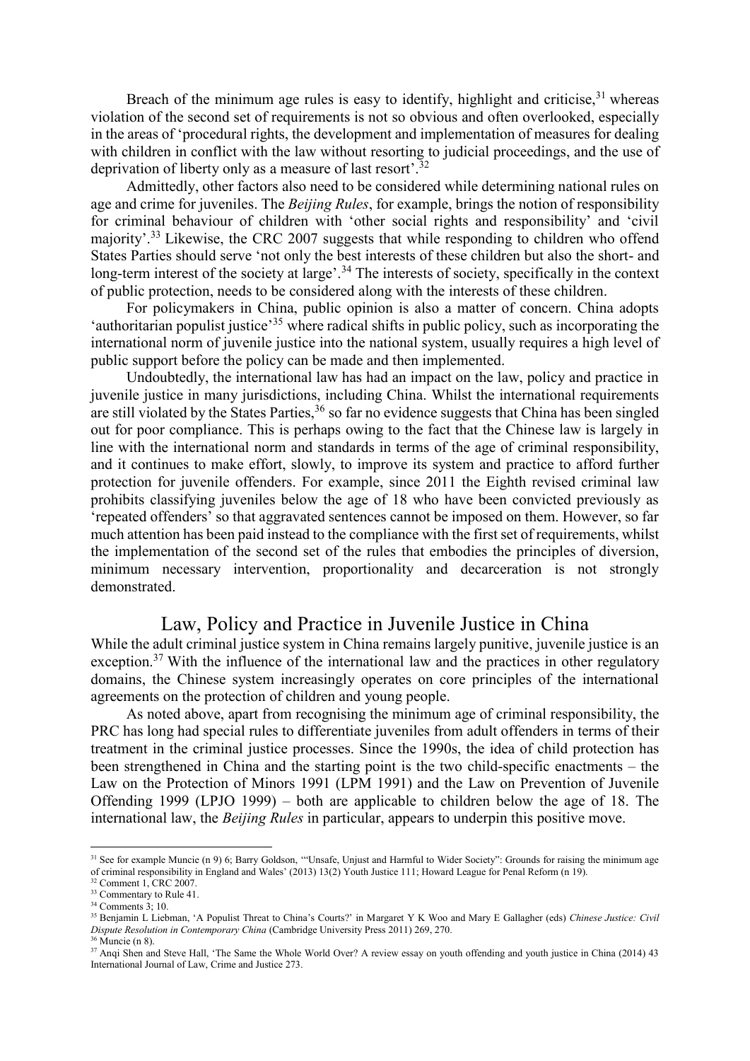Breach of the minimum age rules is easy to identify, highlight and criticise,[31] whereas violation of the second set of requirements is not so obvious and often overlooked, especially in the areas of 'procedural rights, the development and implementation of measures for dealing with children in conflict with the law without resorting to judicial proceedings, and the use of deprivation of liberty only as a measure of last resort'.[32]

Admittedly, other factors also need to be considered while determining national rules on age and crime for juveniles. The *Beijing Rules*, for example, brings the notion of responsibility for criminal behaviour of children with 'other social rights and responsibility' and 'civil majority'.[33] Likewise, the CRC 2007 suggests that while responding to children who offend States Parties should serve 'not only the best interests of these children but also the short- and long-term interest of the society at large'.[34] The interests of society, specifically in the context of public protection, needs to be considered along with the interests of these children.

For policymakers in China, public opinion is also a matter of concern. China adopts 'authoritarian populist justice'[35] where radical shifts in public policy, such as incorporating the international norm of juvenile justice into the national system, usually requires a high level of public support before the policy can be made and then implemented.

Undoubtedly, the international law has had an impact on the law, policy and practice in juvenile justice in many jurisdictions, including China. Whilst the international requirements are still violated by the States Parties,[36] so far no evidence suggests that China has been singled out for poor compliance. This is perhaps owing to the fact that the Chinese law is largely in line with the international norm and standards in terms of the age of criminal responsibility, and it continues to make effort, slowly, to improve its system and practice to afford further protection for juvenile offenders. For example, since 2011 the Eighth revised criminal law prohibits classifying juveniles below the age of 18 who have been convicted previously as 'repeated offenders' so that aggravated sentences cannot be imposed on them. However, so far much attention has been paid instead to the compliance with the first set of requirements, whilst the implementation of the second set of the rules that embodies the principles of diversion, minimum necessary intervention, proportionality and decarceration is not strongly demonstrated.

## Law, Policy and Practice in Juvenile Justice in China

While the adult criminal justice system in China remains largely punitive, juvenile justice is an exception.[37] With the influence of the international law and the practices in other regulatory domains, the Chinese system increasingly operates on core principles of the international agreements on the protection of children and young people.

As noted above, apart from recognising the minimum age of criminal responsibility, the PRC has long had special rules to differentiate juveniles from adult offenders in terms of their treatment in the criminal justice processes. Since the 1990s, the idea of child protection has been strengthened in China and the starting point is the two child-specific enactments – the Law on the Protection of Minors 1991 (LPM 1991) and the Law on Prevention of Juvenile Offending 1999 (LPJO 1999) – both are applicable to children below the age of 18. The international law, the *Beijing Rules* in particular, appears to underpin this positive move.

---

[31] See for example Muncie (n 9) 6; Barry Goldson, '"Unsafe, Unjust and Harmful to Wider Society": Grounds for raising the minimum age of criminal responsibility in England and Wales' (2013) 13(2) Youth Justice 111; Howard League for Penal Reform (n 19).

[32] Comment 1, CRC 2007.

[33] Commentary to Rule 41.

[34] Comments 3; 10.

[35] Benjamin L Liebman, 'A Populist Threat to China's Courts?' in Margaret Y K Woo and Mary E Gallagher (eds) *Chinese Justice: Civil Dispute Resolution in Contemporary China* (Cambridge University Press 2011) 269, 270.

[36] Muncie (n 8).

[37] Anqi Shen and Steve Hall, 'The Same the Whole World Over? A review essay on youth offending and youth justice in China (2014) 43 International Journal of Law, Crime and Justice 273.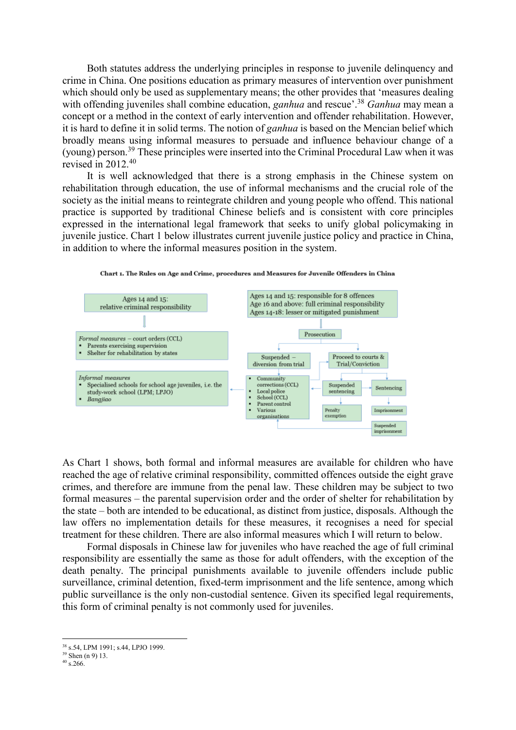Both statutes address the underlying principles in response to juvenile delinquency and crime in China. One positions education as primary measures of intervention over punishment which should only be used as supplementary means; the other provides that 'measures dealing with offending juveniles shall combine education, *ganhua* and rescue'.[38] *Ganhua* may mean a concept or a method in the context of early intervention and offender rehabilitation. However, it is hard to define it in solid terms. The notion of *ganhua* is based on the Mencian belief which broadly means using informal measures to persuade and influence behaviour change of a (young) person.[39] These principles were inserted into the Criminal Procedural Law when it was revised in 2012.[40]

It is well acknowledged that there is a strong emphasis in the Chinese system on rehabilitation through education, the use of informal mechanisms and the crucial role of the society as the initial means to reintegrate children and young people who offend. This national practice is supported by traditional Chinese beliefs and is consistent with core principles expressed in the international legal framework that seeks to unify global policymaking in juvenile justice. Chart 1 below illustrates current juvenile justice policy and practice in China, in addition to where the informal measures position in the system.

**Chart 1. The Rules on Age and Crime, procedures and Measures for Juvenile Offenders in China**

Ages 14 and 15: relative criminal responsibility

*Formal measures* – court orders (CCL)
- Parents exercising supervision
- Shelter for rehabilitation by states

*Informal measures*
- Specialised schools for school age juveniles, i.e. the study-work school (LPM; LPJO)
- *Bangjiao*

Ages 14 and 15: responsible for 8 offences
Age 16 and above: full criminal responsibility
Ages 14-18: lesser or mitigated punishment

Prosecution

Suspended – diversion from trial

Proceed to courts & Trial/Conviction

- Community corrections (CCL)
- Local police
- School (CCL)
- Parent control
- Various organisations

Suspended sentencing

Sentencing

Penalty exemption

Imprisonment

Suspended imprisonment

As Chart 1 shows, both formal and informal measures are available for children who have reached the age of relative criminal responsibility, committed offences outside the eight grave crimes, and therefore are immune from the penal law. These children may be subject to two formal measures – the parental supervision order and the order of shelter for rehabilitation by the state – both are intended to be educational, as distinct from justice, disposals. Although the law offers no implementation details for these measures, it recognises a need for special treatment for these children. There are also informal measures which I will return to below.

Formal disposals in Chinese law for juveniles who have reached the age of full criminal responsibility are essentially the same as those for adult offenders, with the exception of the death penalty. The principal punishments available to juvenile offenders include public surveillance, criminal detention, fixed-term imprisonment and the life sentence, among which public surveillance is the only non-custodial sentence. Given its specified legal requirements, this form of criminal penalty is not commonly used for juveniles.

---

[38] s.54, LPM 1991; s.44, LPJO 1999.
[39] Shen (n 9) 13.
[40] s.266.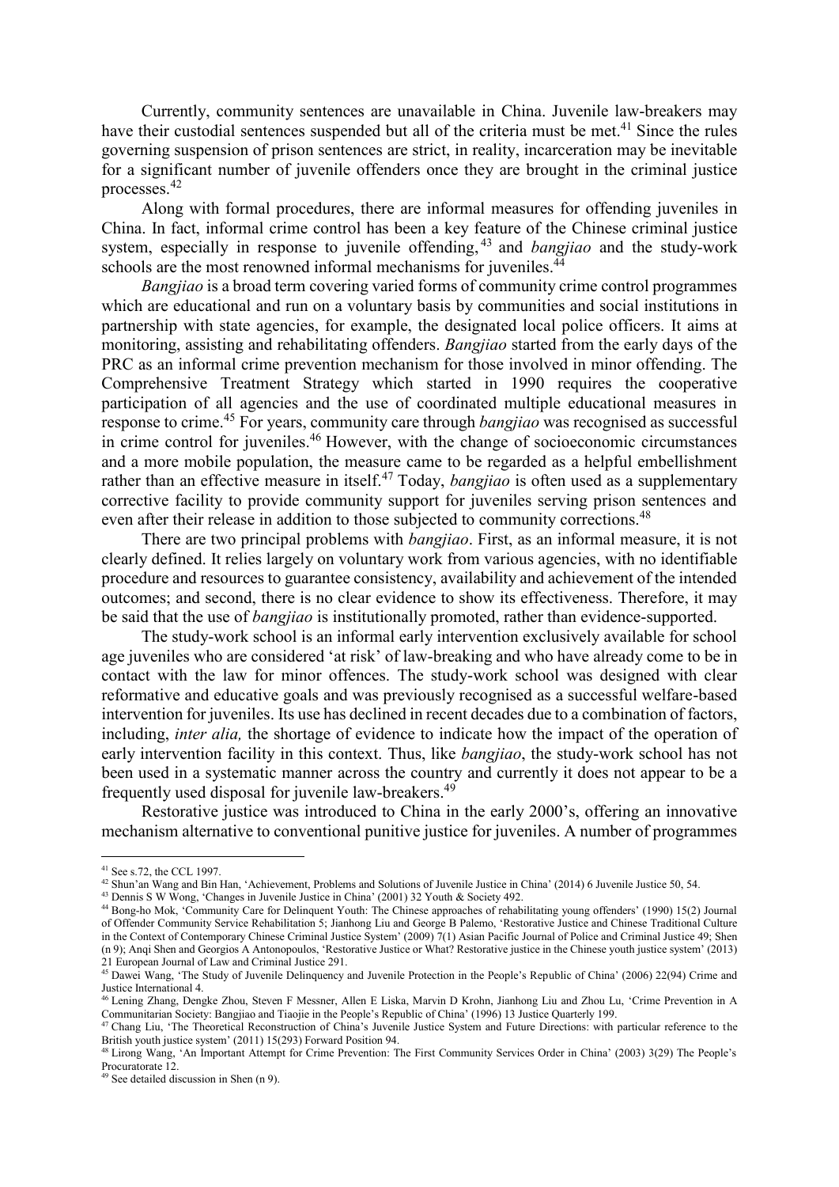Currently, community sentences are unavailable in China. Juvenile law-breakers may have their custodial sentences suspended but all of the criteria must be met.[41] Since the rules governing suspension of prison sentences are strict, in reality, incarceration may be inevitable for a significant number of juvenile offenders once they are brought in the criminal justice processes.[42]

Along with formal procedures, there are informal measures for offending juveniles in China. In fact, informal crime control has been a key feature of the Chinese criminal justice system, especially in response to juvenile offending,[43] and *bangjiao* and the study-work schools are the most renowned informal mechanisms for juveniles.[44]

*Bangjiao* is a broad term covering varied forms of community crime control programmes which are educational and run on a voluntary basis by communities and social institutions in partnership with state agencies, for example, the designated local police officers. It aims at monitoring, assisting and rehabilitating offenders. *Bangjiao* started from the early days of the PRC as an informal crime prevention mechanism for those involved in minor offending. The Comprehensive Treatment Strategy which started in 1990 requires the cooperative participation of all agencies and the use of coordinated multiple educational measures in response to crime.[45] For years, community care through *bangjiao* was recognised as successful in crime control for juveniles.[46] However, with the change of socioeconomic circumstances and a more mobile population, the measure came to be regarded as a helpful embellishment rather than an effective measure in itself.[47] Today, *bangjiao* is often used as a supplementary corrective facility to provide community support for juveniles serving prison sentences and even after their release in addition to those subjected to community corrections.[48]

There are two principal problems with *bangjiao*. First, as an informal measure, it is not clearly defined. It relies largely on voluntary work from various agencies, with no identifiable procedure and resources to guarantee consistency, availability and achievement of the intended outcomes; and second, there is no clear evidence to show its effectiveness. Therefore, it may be said that the use of *bangjiao* is institutionally promoted, rather than evidence-supported.

The study-work school is an informal early intervention exclusively available for school age juveniles who are considered 'at risk' of law-breaking and who have already come to be in contact with the law for minor offences. The study-work school was designed with clear reformative and educative goals and was previously recognised as a successful welfare-based intervention for juveniles. Its use has declined in recent decades due to a combination of factors, including, *inter alia,* the shortage of evidence to indicate how the impact of the operation of early intervention facility in this context. Thus, like *bangjiao*, the study-work school has not been used in a systematic manner across the country and currently it does not appear to be a frequently used disposal for juvenile law-breakers.[49]

Restorative justice was introduced to China in the early 2000's, offering an innovative mechanism alternative to conventional punitive justice for juveniles. A number of programmes

---

[41] See s.72, the CCL 1997.

[42] Shun'an Wang and Bin Han, 'Achievement, Problems and Solutions of Juvenile Justice in China' (2014) 6 Juvenile Justice 50, 54.

[43] Dennis S W Wong, 'Changes in Juvenile Justice in China' (2001) 32 Youth & Society 492.

[44] Bong-ho Mok, 'Community Care for Delinquent Youth: The Chinese approaches of rehabilitating young offenders' (1990) 15(2) Journal of Offender Community Service Rehabilitation 5; Jianhong Liu and George B Palemo, 'Restorative Justice and Chinese Traditional Culture in the Context of Contemporary Chinese Criminal Justice System' (2009) 7(1) Asian Pacific Journal of Police and Criminal Justice 49; Shen (n 9); Anqi Shen and Georgios A Antonopoulos, 'Restorative Justice or What? Restorative justice in the Chinese youth justice system' (2013) 21 European Journal of Law and Criminal Justice 291.

[45] Dawei Wang, 'The Study of Juvenile Delinquency and Juvenile Protection in the People's Republic of China' (2006) 22(94) Crime and Justice International 4.

[46] Lening Zhang, Dengke Zhou, Steven F Messner, Allen E Liska, Marvin D Krohn, Jianhong Liu and Zhou Lu, 'Crime Prevention in A Communitarian Society: Bangjiao and Tiaojie in the People's Republic of China' (1996) 13 Justice Quarterly 199.

[47] Chang Liu, 'The Theoretical Reconstruction of China's Juvenile Justice System and Future Directions: with particular reference to the British youth justice system' (2011) 15(293) Forward Position 94.

[48] Lirong Wang, 'An Important Attempt for Crime Prevention: The First Community Services Order in China' (2003) 3(29) The People's Procuratorate 12.

[49] See detailed discussion in Shen (n 9).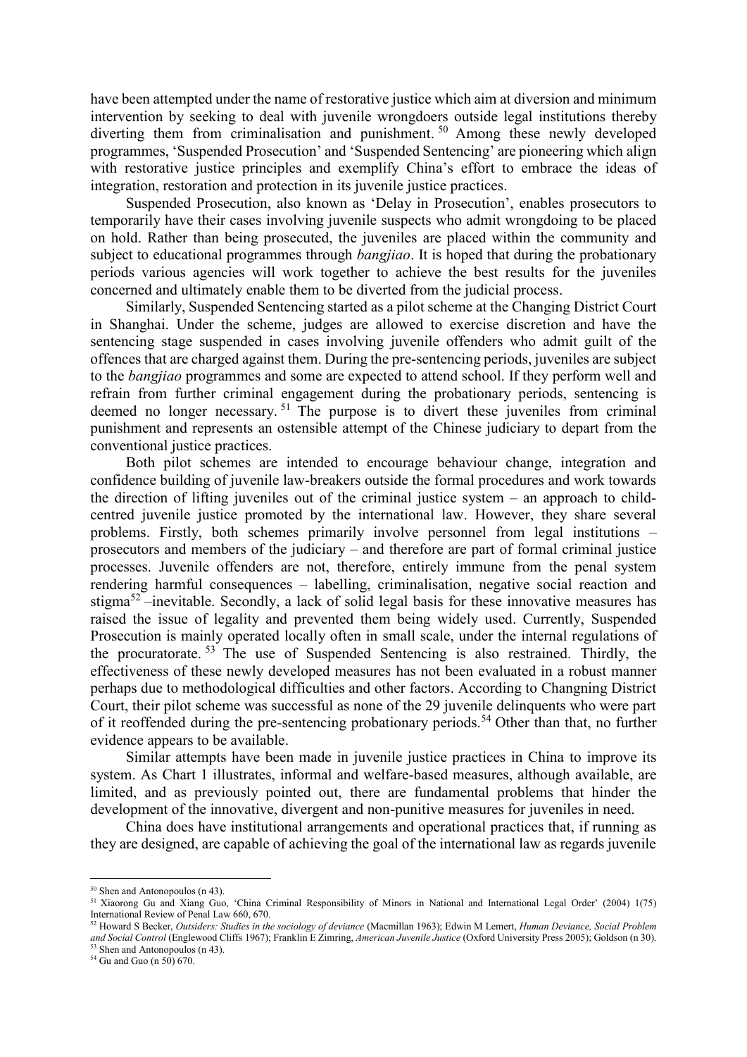have been attempted under the name of restorative justice which aim at diversion and minimum intervention by seeking to deal with juvenile wrongdoers outside legal institutions thereby diverting them from criminalisation and punishment.[50] Among these newly developed programmes, 'Suspended Prosecution' and 'Suspended Sentencing' are pioneering which align with restorative justice principles and exemplify China's effort to embrace the ideas of integration, restoration and protection in its juvenile justice practices.

Suspended Prosecution, also known as 'Delay in Prosecution', enables prosecutors to temporarily have their cases involving juvenile suspects who admit wrongdoing to be placed on hold. Rather than being prosecuted, the juveniles are placed within the community and subject to educational programmes through *bangjiao*. It is hoped that during the probationary periods various agencies will work together to achieve the best results for the juveniles concerned and ultimately enable them to be diverted from the judicial process.

Similarly, Suspended Sentencing started as a pilot scheme at the Changing District Court in Shanghai. Under the scheme, judges are allowed to exercise discretion and have the sentencing stage suspended in cases involving juvenile offenders who admit guilt of the offences that are charged against them. During the pre-sentencing periods, juveniles are subject to the *bangjiao* programmes and some are expected to attend school. If they perform well and refrain from further criminal engagement during the probationary periods, sentencing is deemed no longer necessary.[51] The purpose is to divert these juveniles from criminal punishment and represents an ostensible attempt of the Chinese judiciary to depart from the conventional justice practices.

Both pilot schemes are intended to encourage behaviour change, integration and confidence building of juvenile law-breakers outside the formal procedures and work towards the direction of lifting juveniles out of the criminal justice system – an approach to child-centred juvenile justice promoted by the international law. However, they share several problems. Firstly, both schemes primarily involve personnel from legal institutions – prosecutors and members of the judiciary – and therefore are part of formal criminal justice processes. Juvenile offenders are not, therefore, entirely immune from the penal system rendering harmful consequences – labelling, criminalisation, negative social reaction and stigma[52] –inevitable. Secondly, a lack of solid legal basis for these innovative measures has raised the issue of legality and prevented them being widely used. Currently, Suspended Prosecution is mainly operated locally often in small scale, under the internal regulations of the procuratorate.[53] The use of Suspended Sentencing is also restrained. Thirdly, the effectiveness of these newly developed measures has not been evaluated in a robust manner perhaps due to methodological difficulties and other factors. According to Changning District Court, their pilot scheme was successful as none of the 29 juvenile delinquents who were part of it reoffended during the pre-sentencing probationary periods.[54] Other than that, no further evidence appears to be available.

Similar attempts have been made in juvenile justice practices in China to improve its system. As Chart 1 illustrates, informal and welfare-based measures, although available, are limited, and as previously pointed out, there are fundamental problems that hinder the development of the innovative, divergent and non-punitive measures for juveniles in need.

China does have institutional arrangements and operational practices that, if running as they are designed, are capable of achieving the goal of the international law as regards juvenile

---

[50] Shen and Antonopoulos (n 43).

[51] Xiaorong Gu and Xiang Guo, 'China Criminal Responsibility of Minors in National and International Legal Order' (2004) 1(75) International Review of Penal Law 660, 670.

[52] Howard S Becker, *Outsiders: Studies in the sociology of deviance* (Macmillan 1963); Edwin M Lemert, *Human Deviance, Social Problem and Social Control* (Englewood Cliffs 1967); Franklin E Zimring, *American Juvenile Justice* (Oxford University Press 2005); Goldson (n 30).

[53] Shen and Antonopoulos (n 43).

[54] Gu and Guo (n 50) 670.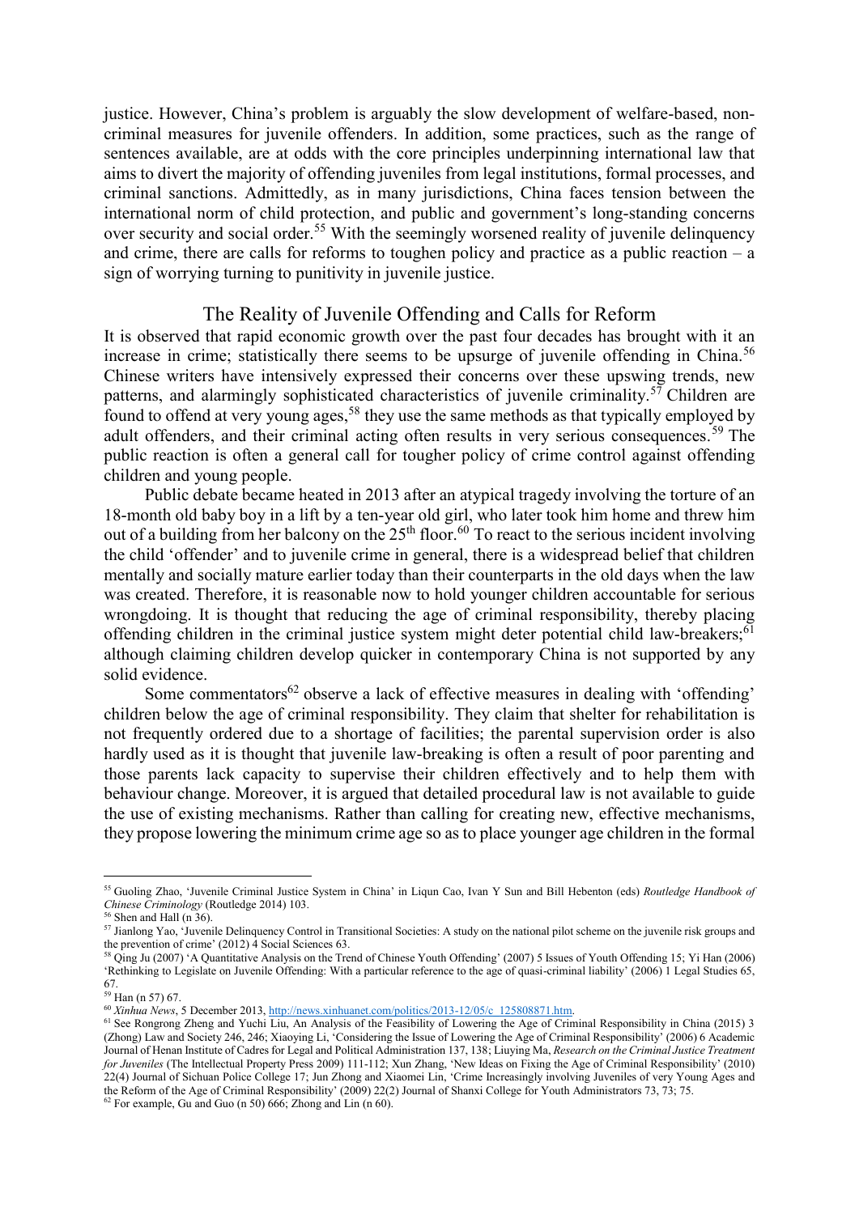justice. However, China's problem is arguably the slow development of welfare-based, non-criminal measures for juvenile offenders. In addition, some practices, such as the range of sentences available, are at odds with the core principles underpinning international law that aims to divert the majority of offending juveniles from legal institutions, formal processes, and criminal sanctions. Admittedly, as in many jurisdictions, China faces tension between the international norm of child protection, and public and government's long-standing concerns over security and social order.[55] With the seemingly worsened reality of juvenile delinquency and crime, there are calls for reforms to toughen policy and practice as a public reaction – a sign of worrying turning to punitivity in juvenile justice.

## The Reality of Juvenile Offending and Calls for Reform

It is observed that rapid economic growth over the past four decades has brought with it an increase in crime; statistically there seems to be upsurge of juvenile offending in China.[56] Chinese writers have intensively expressed their concerns over these upswing trends, new patterns, and alarmingly sophisticated characteristics of juvenile criminality.[57] Children are found to offend at very young ages,[58] they use the same methods as that typically employed by adult offenders, and their criminal acting often results in very serious consequences.[59] The public reaction is often a general call for tougher policy of crime control against offending children and young people.

Public debate became heated in 2013 after an atypical tragedy involving the torture of an 18-month old baby boy in a lift by a ten-year old girl, who later took him home and threw him out of a building from her balcony on the 25th floor.[60] To react to the serious incident involving the child 'offender' and to juvenile crime in general, there is a widespread belief that children mentally and socially mature earlier today than their counterparts in the old days when the law was created. Therefore, it is reasonable now to hold younger children accountable for serious wrongdoing. It is thought that reducing the age of criminal responsibility, thereby placing offending children in the criminal justice system might deter potential child law-breakers;[61] although claiming children develop quicker in contemporary China is not supported by any solid evidence.

Some commentators[62] observe a lack of effective measures in dealing with 'offending' children below the age of criminal responsibility. They claim that shelter for rehabilitation is not frequently ordered due to a shortage of facilities; the parental supervision order is also hardly used as it is thought that juvenile law-breaking is often a result of poor parenting and those parents lack capacity to supervise their children effectively and to help them with behaviour change. Moreover, it is argued that detailed procedural law is not available to guide the use of existing mechanisms. Rather than calling for creating new, effective mechanisms, they propose lowering the minimum crime age so as to place younger age children in the formal

---

[55] Guoling Zhao, 'Juvenile Criminal Justice System in China' in Liqun Cao, Ivan Y Sun and Bill Hebenton (eds) *Routledge Handbook of Chinese Criminology* (Routledge 2014) 103.

[56] Shen and Hall (n 36).

[57] Jianlong Yao, 'Juvenile Delinquency Control in Transitional Societies: A study on the national pilot scheme on the juvenile risk groups and the prevention of crime' (2012) 4 Social Sciences 63.

[58] Qing Ju (2007) 'A Quantitative Analysis on the Trend of Chinese Youth Offending' (2007) 5 Issues of Youth Offending 15; Yi Han (2006) 'Rethinking to Legislate on Juvenile Offending: With a particular reference to the age of quasi-criminal liability' (2006) 1 Legal Studies 65, 67.

[59] Han (n 57) 67.

[60] *Xinhua News*, 5 December 2013, http://news.xinhuanet.com/politics/2013-12/05/c_125808871.htm.

[61] See Rongrong Zheng and Yuchi Liu, An Analysis of the Feasibility of Lowering the Age of Criminal Responsibility in China (2015) 3 (Zhong) Law and Society 246, 246; Xiaoying Li, 'Considering the Issue of Lowering the Age of Criminal Responsibility' (2006) 6 Academic Journal of Henan Institute of Cadres for Legal and Political Administration 137, 138; Liuying Ma, *Research on the Criminal Justice Treatment for Juveniles* (The Intellectual Property Press 2009) 111-112; Xun Zhang, 'New Ideas on Fixing the Age of Criminal Responsibility' (2010) 22(4) Journal of Sichuan Police College 17; Jun Zhong and Xiaomei Lin, 'Crime Increasingly involving Juveniles of very Young Ages and the Reform of the Age of Criminal Responsibility' (2009) 22(2) Journal of Shanxi College for Youth Administrators 73, 73; 75.

[62] For example, Gu and Guo (n 50) 666; Zhong and Lin (n 60).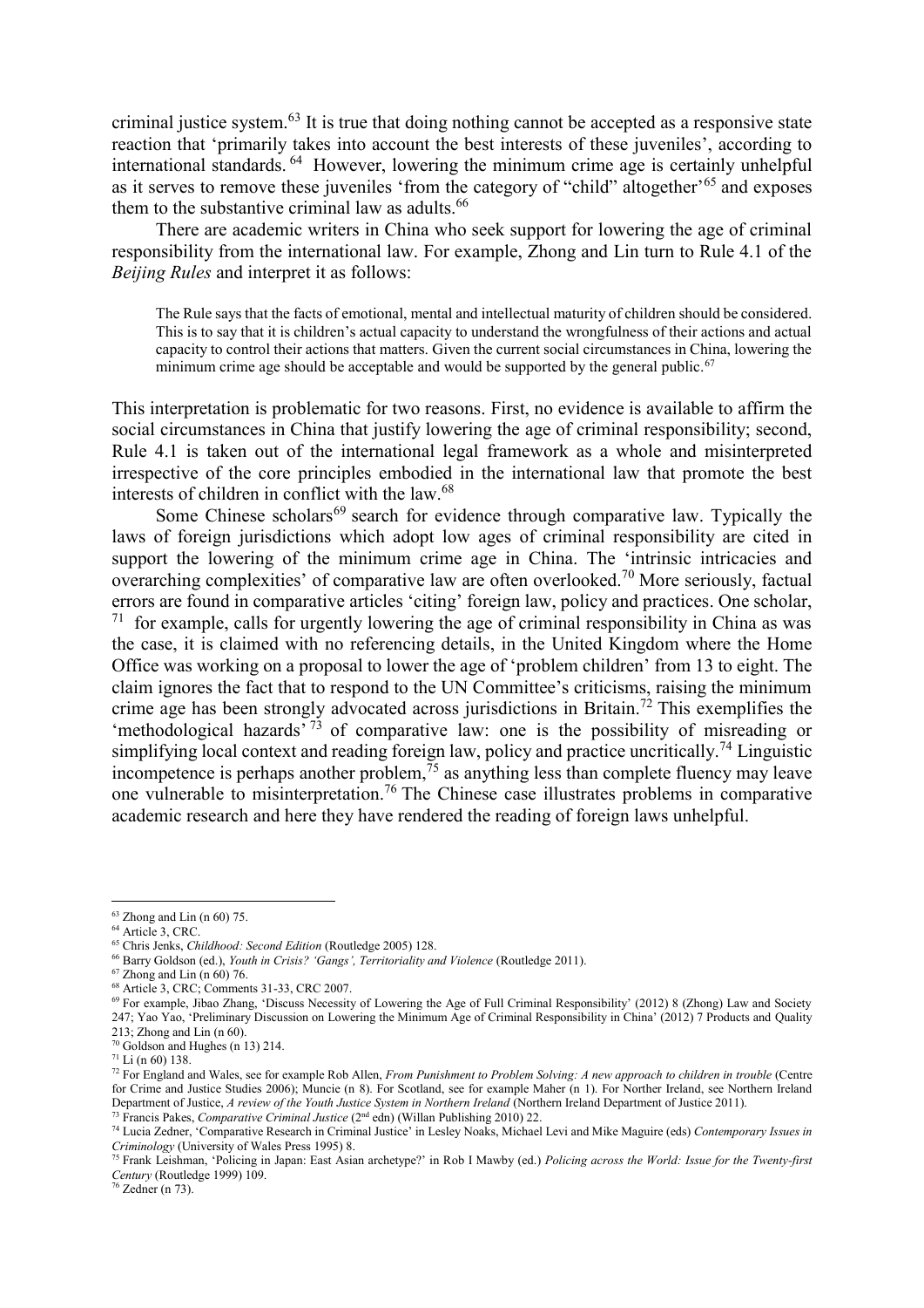criminal justice system.[63] It is true that doing nothing cannot be accepted as a responsive state reaction that 'primarily takes into account the best interests of these juveniles', according to international standards.[64] However, lowering the minimum crime age is certainly unhelpful as it serves to remove these juveniles 'from the category of "child" altogether'[65] and exposes them to the substantive criminal law as adults.[66]

There are academic writers in China who seek support for lowering the age of criminal responsibility from the international law. For example, Zhong and Lin turn to Rule 4.1 of the *Beijing Rules* and interpret it as follows:

> The Rule says that the facts of emotional, mental and intellectual maturity of children should be considered. This is to say that it is children's actual capacity to understand the wrongfulness of their actions and actual capacity to control their actions that matters. Given the current social circumstances in China, lowering the minimum crime age should be acceptable and would be supported by the general public.[67]

This interpretation is problematic for two reasons. First, no evidence is available to affirm the social circumstances in China that justify lowering the age of criminal responsibility; second, Rule 4.1 is taken out of the international legal framework as a whole and misinterpreted irrespective of the core principles embodied in the international law that promote the best interests of children in conflict with the law.[68]

Some Chinese scholars[69] search for evidence through comparative law. Typically the laws of foreign jurisdictions which adopt low ages of criminal responsibility are cited in support the lowering of the minimum crime age in China. The 'intrinsic intricacies and overarching complexities' of comparative law are often overlooked.[70] More seriously, factual errors are found in comparative articles 'citing' foreign law, policy and practices. One scholar,[71] for example, calls for urgently lowering the age of criminal responsibility in China as was the case, it is claimed with no referencing details, in the United Kingdom where the Home Office was working on a proposal to lower the age of 'problem children' from 13 to eight. The claim ignores the fact that to respond to the UN Committee's criticisms, raising the minimum crime age has been strongly advocated across jurisdictions in Britain.[72] This exemplifies the 'methodological hazards'[73] of comparative law: one is the possibility of misreading or simplifying local context and reading foreign law, policy and practice uncritically.[74] Linguistic incompetence is perhaps another problem,[75] as anything less than complete fluency may leave one vulnerable to misinterpretation.[76] The Chinese case illustrates problems in comparative academic research and here they have rendered the reading of foreign laws unhelpful.

---

[63] Zhong and Lin (n 60) 75.

[64] Article 3, CRC.

[65] Chris Jenks, *Childhood: Second Edition* (Routledge 2005) 128.

[66] Barry Goldson (ed.), *Youth in Crisis? 'Gangs', Territoriality and Violence* (Routledge 2011).

[67] Zhong and Lin (n 60) 76.

[68] Article 3, CRC; Comments 31-33, CRC 2007.

[69] For example, Jibao Zhang, 'Discuss Necessity of Lowering the Age of Full Criminal Responsibility' (2012) 8 (Zhong) Law and Society 247; Yao Yao, 'Preliminary Discussion on Lowering the Minimum Age of Criminal Responsibility in China' (2012) 7 Products and Quality 213; Zhong and Lin (n 60).

[70] Goldson and Hughes (n 13) 214.

[71] Li (n 60) 138.

[72] For England and Wales, see for example Rob Allen, *From Punishment to Problem Solving: A new approach to children in trouble* (Centre for Crime and Justice Studies 2006); Muncie (n 8). For Scotland, see for example Maher (n 1). For Norther Ireland, see Northern Ireland Department of Justice, *A review of the Youth Justice System in Northern Ireland* (Northern Ireland Department of Justice 2011).

[73] Francis Pakes, *Comparative Criminal Justice* (2nd edn) (Willan Publishing 2010) 22.

[74] Lucia Zedner, 'Comparative Research in Criminal Justice' in Lesley Noaks, Michael Levi and Mike Maguire (eds) *Contemporary Issues in Criminology* (University of Wales Press 1995) 8.

[75] Frank Leishman, 'Policing in Japan: East Asian archetype?' in Rob I Mawby (ed.) *Policing across the World: Issue for the Twenty-first Century* (Routledge 1999) 109.

[76] Zedner (n 73).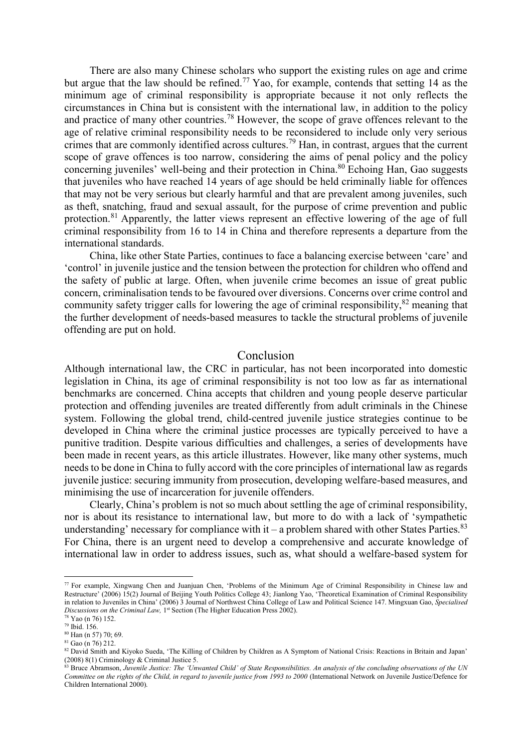There are also many Chinese scholars who support the existing rules on age and crime but argue that the law should be refined.[77] Yao, for example, contends that setting 14 as the minimum age of criminal responsibility is appropriate because it not only reflects the circumstances in China but is consistent with the international law, in addition to the policy and practice of many other countries.[78] However, the scope of grave offences relevant to the age of relative criminal responsibility needs to be reconsidered to include only very serious crimes that are commonly identified across cultures.[79] Han, in contrast, argues that the current scope of grave offences is too narrow, considering the aims of penal policy and the policy concerning juveniles' well-being and their protection in China.[80] Echoing Han, Gao suggests that juveniles who have reached 14 years of age should be held criminally liable for offences that may not be very serious but clearly harmful and that are prevalent among juveniles, such as theft, snatching, fraud and sexual assault, for the purpose of crime prevention and public protection.[81] Apparently, the latter views represent an effective lowering of the age of full criminal responsibility from 16 to 14 in China and therefore represents a departure from the international standards.

China, like other State Parties, continues to face a balancing exercise between 'care' and 'control' in juvenile justice and the tension between the protection for children who offend and the safety of public at large. Often, when juvenile crime becomes an issue of great public concern, criminalisation tends to be favoured over diversions. Concerns over crime control and community safety trigger calls for lowering the age of criminal responsibility,[82] meaning that the further development of needs-based measures to tackle the structural problems of juvenile offending are put on hold.

## Conclusion

Although international law, the CRC in particular, has not been incorporated into domestic legislation in China, its age of criminal responsibility is not too low as far as international benchmarks are concerned. China accepts that children and young people deserve particular protection and offending juveniles are treated differently from adult criminals in the Chinese system. Following the global trend, child-centred juvenile justice strategies continue to be developed in China where the criminal justice processes are typically perceived to have a punitive tradition. Despite various difficulties and challenges, a series of developments have been made in recent years, as this article illustrates. However, like many other systems, much needs to be done in China to fully accord with the core principles of international law as regards juvenile justice: securing immunity from prosecution, developing welfare-based measures, and minimising the use of incarceration for juvenile offenders.

Clearly, China's problem is not so much about settling the age of criminal responsibility, nor is about its resistance to international law, but more to do with a lack of 'sympathetic understanding' necessary for compliance with it – a problem shared with other States Parties.[83] For China, there is an urgent need to develop a comprehensive and accurate knowledge of international law in order to address issues, such as, what should a welfare-based system for

---

[77] For example, Xingwang Chen and Juanjuan Chen, 'Problems of the Minimum Age of Criminal Responsibility in Chinese law and Restructure' (2006) 15(2) Journal of Beijing Youth Politics College 43; Jianlong Yao, 'Theoretical Examination of Criminal Responsibility in relation to Juveniles in China' (2006) 3 Journal of Northwest China College of Law and Political Science 147. Mingxuan Gao, *Specialised Discussions on the Criminal Law,* 1st Section (The Higher Education Press 2002).

[78] Yao (n 76) 152.

[79] Ibid. 156.

[80] Han (n 57) 70; 69.

[81] Gao (n 76) 212.

[82] David Smith and Kiyoko Sueda, 'The Killing of Children by Children as A Symptom of National Crisis: Reactions in Britain and Japan' (2008) 8(1) Criminology & Criminal Justice 5.

[83] Bruce Abramson, *Juvenile Justice: The 'Unwanted Child' of State Responsibilities. An analysis of the concluding observations of the UN Committee on the rights of the Child, in regard to juvenile justice from 1993 to 2000* (International Network on Juvenile Justice/Defence for Children International 2000).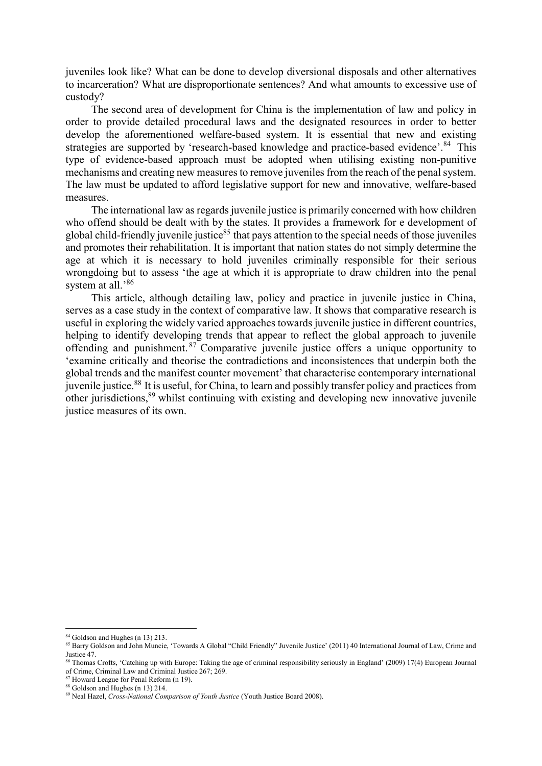juveniles look like? What can be done to develop diversional disposals and other alternatives to incarceration? What are disproportionate sentences? And what amounts to excessive use of custody?

The second area of development for China is the implementation of law and policy in order to provide detailed procedural laws and the designated resources in order to better develop the aforementioned welfare-based system. It is essential that new and existing strategies are supported by 'research-based knowledge and practice-based evidence'.[84] This type of evidence-based approach must be adopted when utilising existing non-punitive mechanisms and creating new measures to remove juveniles from the reach of the penal system. The law must be updated to afford legislative support for new and innovative, welfare-based measures.

The international law as regards juvenile justice is primarily concerned with how children who offend should be dealt with by the states. It provides a framework for e development of global child-friendly juvenile justice[85] that pays attention to the special needs of those juveniles and promotes their rehabilitation. It is important that nation states do not simply determine the age at which it is necessary to hold juveniles criminally responsible for their serious wrongdoing but to assess 'the age at which it is appropriate to draw children into the penal system at all.'[86]

This article, although detailing law, policy and practice in juvenile justice in China, serves as a case study in the context of comparative law. It shows that comparative research is useful in exploring the widely varied approaches towards juvenile justice in different countries, helping to identify developing trends that appear to reflect the global approach to juvenile offending and punishment.[87] Comparative juvenile justice offers a unique opportunity to 'examine critically and theorise the contradictions and inconsistences that underpin both the global trends and the manifest counter movement' that characterise contemporary international juvenile justice.[88] It is useful, for China, to learn and possibly transfer policy and practices from other jurisdictions,[89] whilst continuing with existing and developing new innovative juvenile justice measures of its own.

---

[84] Goldson and Hughes (n 13) 213.

[85] Barry Goldson and John Muncie, 'Towards A Global "Child Friendly" Juvenile Justice' (2011) 40 International Journal of Law, Crime and Justice 47.

[86] Thomas Crofts, 'Catching up with Europe: Taking the age of criminal responsibility seriously in England' (2009) 17(4) European Journal of Crime, Criminal Law and Criminal Justice 267; 269.

[87] Howard League for Penal Reform (n 19).

[88] Goldson and Hughes (n 13) 214.

[89] Neal Hazel, *Cross-National Comparison of Youth Justice* (Youth Justice Board 2008).